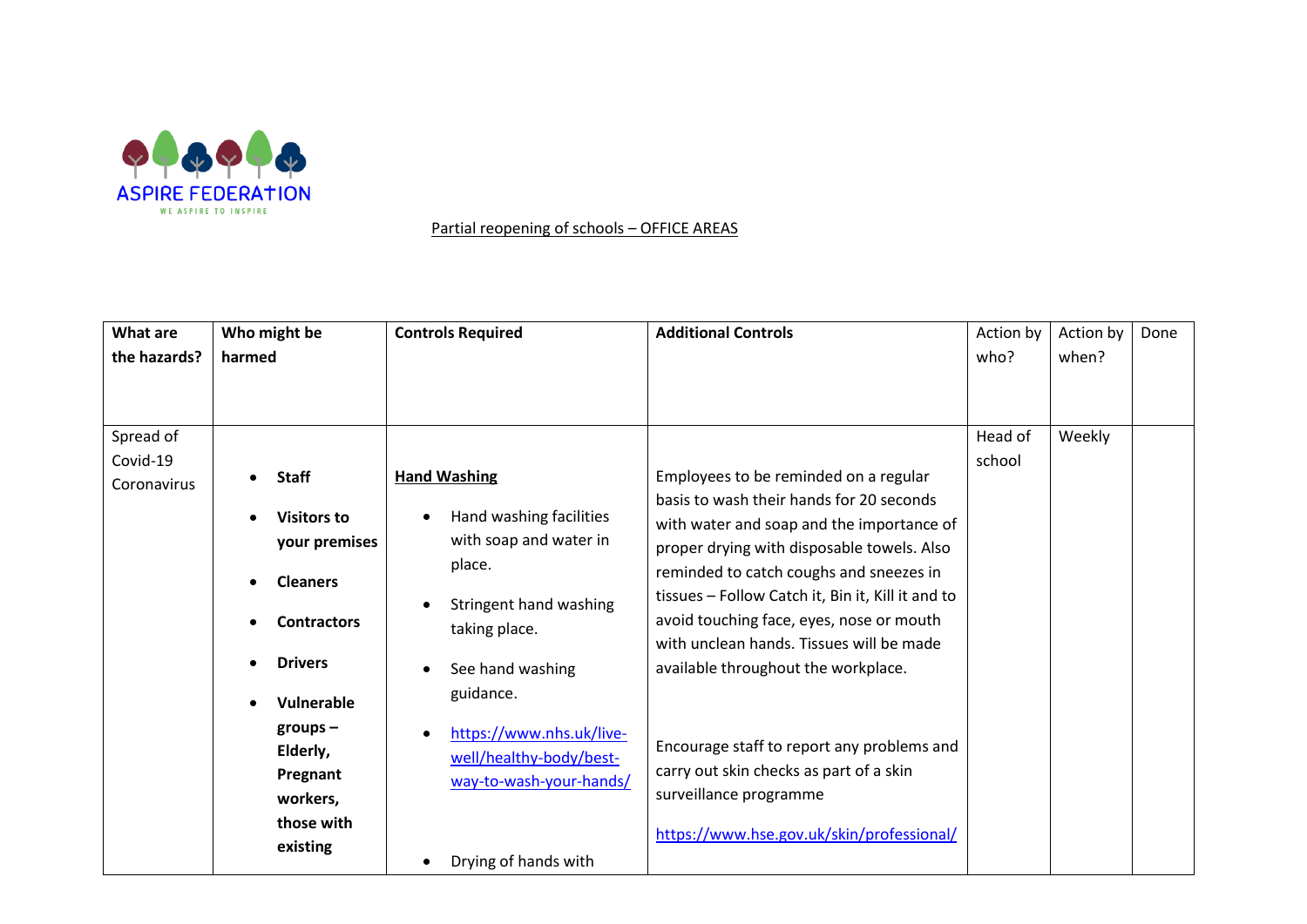ASPIRE FEDERATION

WE ASPIRE TO INSPIRE

Partial reopening of schools – OFFICE AREAS

| What are the hazards? | Who might be harmed | Controls Required | Additional Controls | Action by who? | Action by when? | Done |
|---|---|---|---|---|---|---|
| Spread of Covid-19 Coronavirus | • **Staff**<br>• **Visitors to your premises**<br>• **Cleaners**<br>• **Contractors**<br>• **Drivers**<br>• **Vulnerable groups – Elderly, Pregnant workers, those with existing** | **Hand Washing**<br>• Hand washing facilities with soap and water in place.<br>• Stringent hand washing taking place.<br>• See hand washing guidance.<br>• https://www.nhs.uk/live-well/healthy-body/best-way-to-wash-your-hands/<br>• Drying of hands with | Employees to be reminded on a regular basis to wash their hands for 20 seconds with water and soap and the importance of proper drying with disposable towels. Also reminded to catch coughs and sneezes in tissues – Follow Catch it, Bin it, Kill it and to avoid touching face, eyes, nose or mouth with unclean hands. Tissues will be made available throughout the workplace.<br><br>Encourage staff to report any problems and carry out skin checks as part of a skin surveillance programme<br><br>https://www.hse.gov.uk/skin/professional/ | Head of school | Weekly | |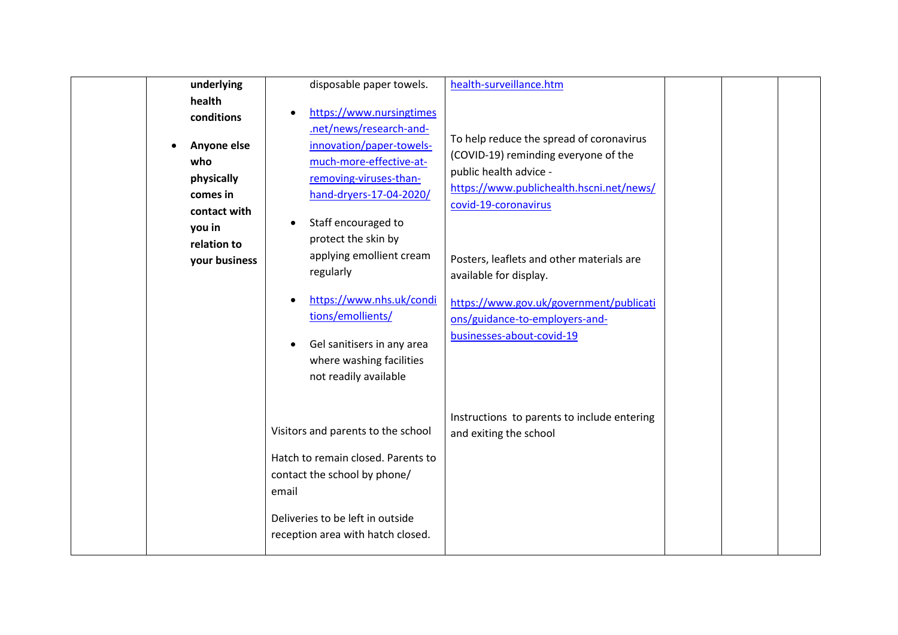| | | | | | | |
|---|---|---|---|---|---|---|
| | **underlying health conditions**<br><br>• **Anyone else who physically comes in contact with you in relation to your business** | disposable paper towels.<br><br>• https://www.nursingtimes.net/news/research-and-innovation/paper-towels-much-more-effective-at-removing-viruses-than-hand-dryers-17-04-2020/<br><br>• Staff encouraged to protect the skin by applying emollient cream regularly<br><br>• https://www.nhs.uk/conditions/emollients/<br><br>• Gel sanitisers in any area where washing facilities not readily available<br><br>Visitors and parents to the school<br><br>Hatch to remain closed. Parents to contact the school by phone/ email<br><br>Deliveries to be left in outside reception area with hatch closed. | health-surveillance.htm<br><br>To help reduce the spread of coronavirus (COVID-19) reminding everyone of the public health advice - https://www.publichealth.hscni.net/news/covid-19-coronavirus<br><br>Posters, leaflets and other materials are available for display.<br><br>https://www.gov.uk/government/publications/guidance-to-employers-and-businesses-about-covid-19<br><br>Instructions to parents to include entering and exiting the school | | | |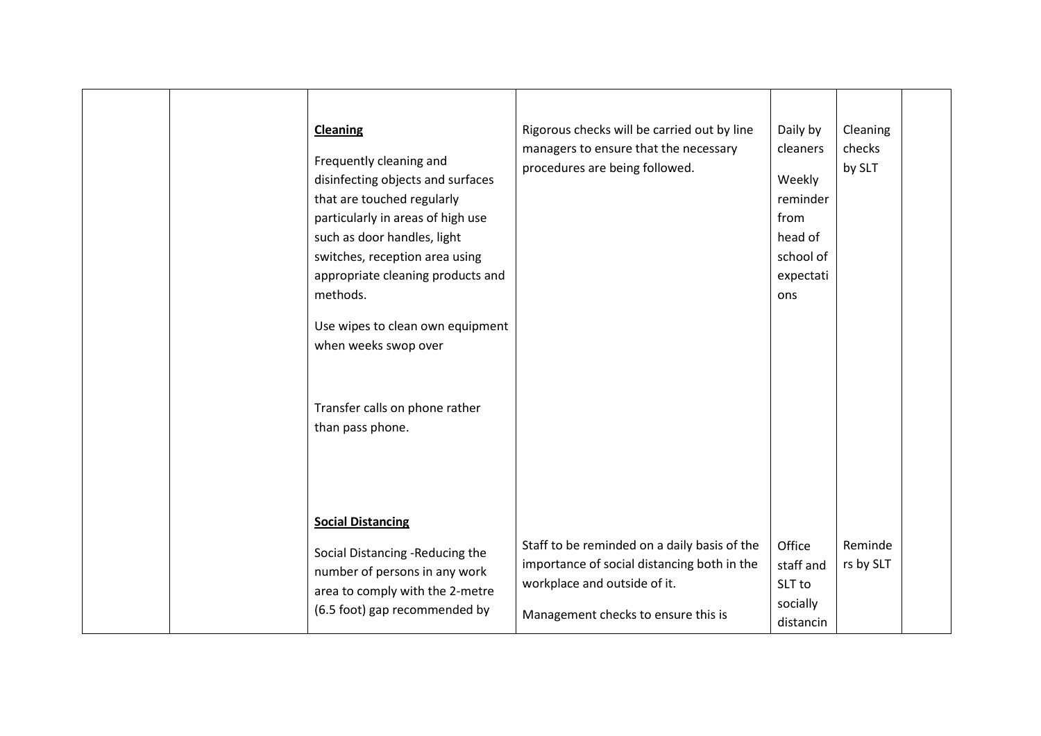| | | | | | | |
|---|---|---|---|---|---|---|
| | | **Cleaning**<br><br>Frequently cleaning and disinfecting objects and surfaces that are touched regularly particularly in areas of high use such as door handles, light switches, reception area using appropriate cleaning products and methods.<br><br>Use wipes to clean own equipment when weeks swop over<br><br>Transfer calls on phone rather than pass phone. | Rigorous checks will be carried out by line managers to ensure that the necessary procedures are being followed. | Daily by cleaners<br><br>Weekly reminder from head of school of expectations | Cleaning checks by SLT | |
| | | **Social Distancing**<br><br>Social Distancing -Reducing the number of persons in any work area to comply with the 2-metre (6.5 foot) gap recommended by | Staff to be reminded on a daily basis of the importance of social distancing both in the workplace and outside of it.<br><br>Management checks to ensure this is | Office staff and SLT to socially distancin | Reminders by SLT | |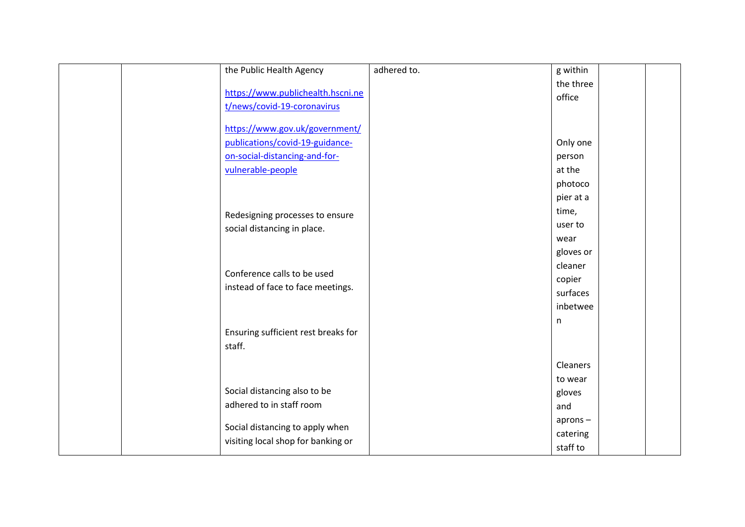| | | | | | | |
|---|---|---|---|---|---|---|
| | | the Public Health Agency<br><br>https://www.publichealth.hscni.net/news/covid-19-coronavirus<br><br>https://www.gov.uk/government/publications/covid-19-guidance-on-social-distancing-and-for-vulnerable-people<br><br>Redesigning processes to ensure social distancing in place.<br><br>Conference calls to be used instead of face to face meetings.<br><br>Ensuring sufficient rest breaks for staff.<br><br>Social distancing also to be adhered to in staff room<br><br>Social distancing to apply when visiting local shop for banking or | adhered to. | g within the three office<br><br>Only one person at the photocopier at a time, user to wear gloves or cleaner copier surfaces inbetween<br><br>Cleaners to wear gloves and aprons – catering staff to | | |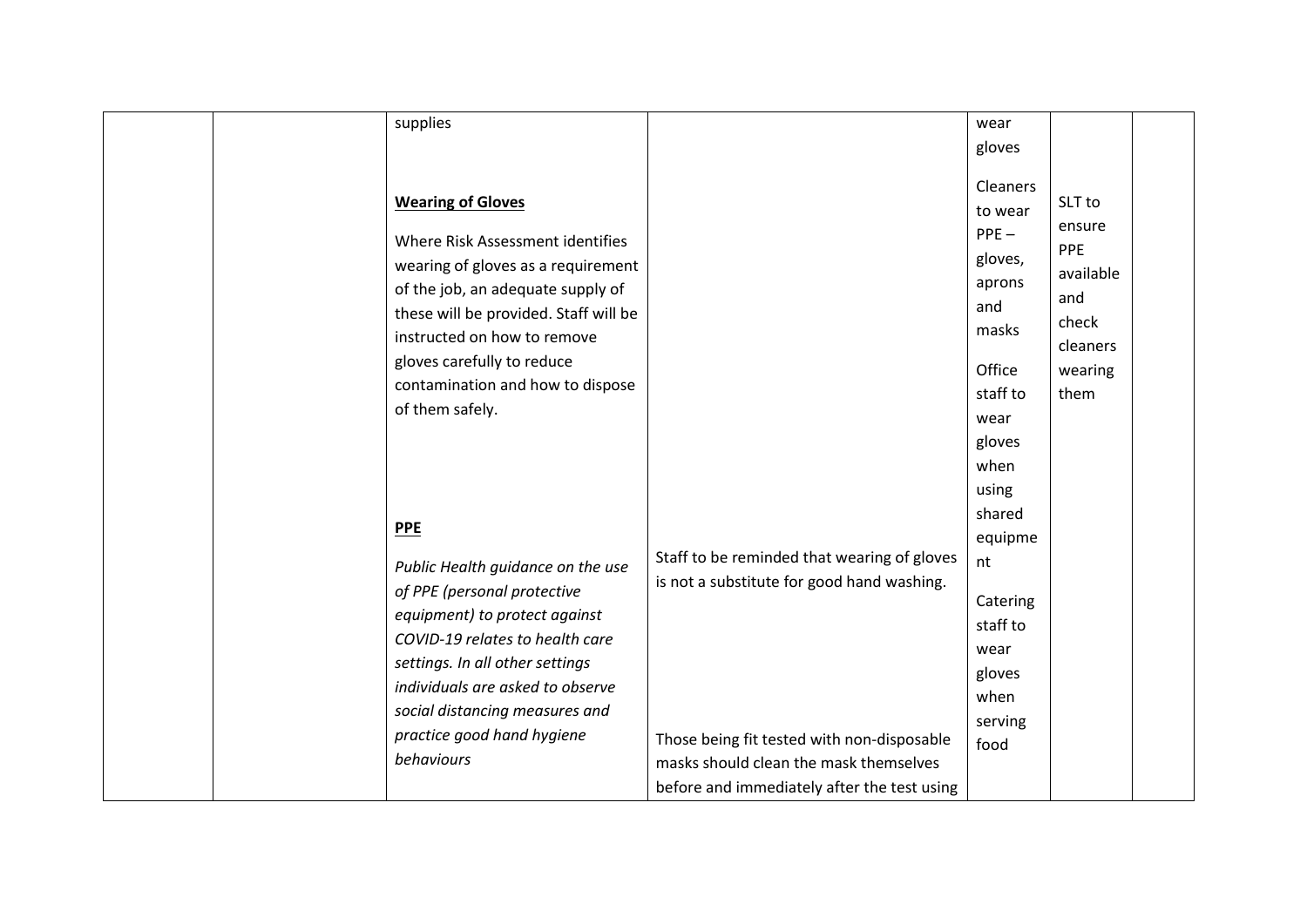| | | | | | | |
|---|---|---|---|---|---|---|
| | | supplies<br><br>**Wearing of Gloves**<br><br>Where Risk Assessment identifies wearing of gloves as a requirement of the job, an adequate supply of these will be provided. Staff will be instructed on how to remove gloves carefully to reduce contamination and how to dispose of them safely.<br><br>**PPE**<br><br>*Public Health guidance on the use of PPE (personal protective equipment) to protect against COVID-19 relates to health care settings. In all other settings individuals are asked to observe social distancing measures and practice good hand hygiene behaviours* | Staff to be reminded that wearing of gloves is not a substitute for good hand washing.<br><br>Those being fit tested with non-disposable masks should clean the mask themselves before and immediately after the test using | wear gloves<br><br>Cleaners to wear PPE – gloves, aprons and masks<br><br>Office staff to wear gloves when using shared equipment<br><br>Catering staff to wear gloves when serving food | SLT to ensure PPE available and check cleaners wearing them | |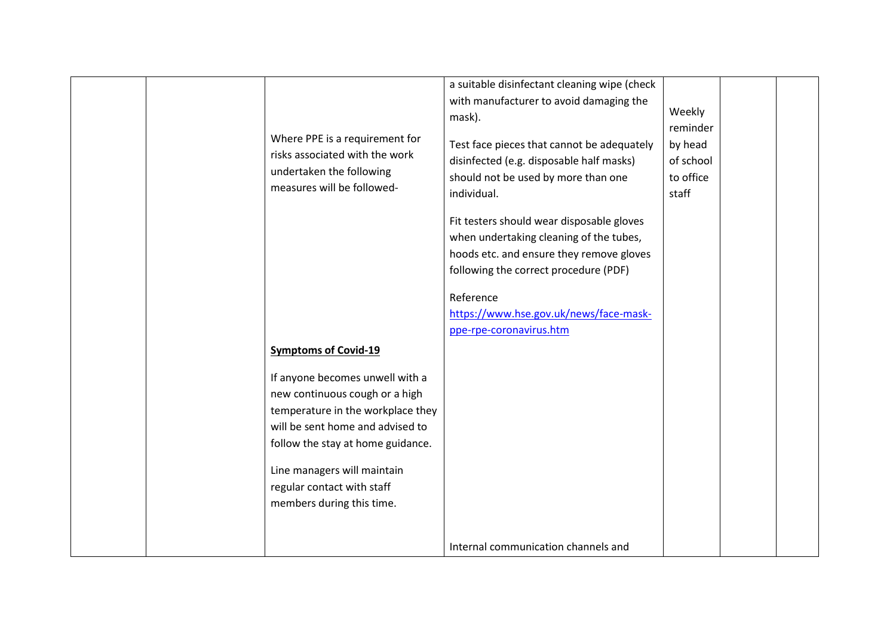| | | | | | | |
|---|---|---|---|---|---|---|
| | | Where PPE is a requirement for risks associated with the work undertaken the following measures will be followed- | a suitable disinfectant cleaning wipe (check with manufacturer to avoid damaging the mask).<br><br>Test face pieces that cannot be adequately disinfected (e.g. disposable half masks) should not be used by more than one individual.<br><br>Fit testers should wear disposable gloves when undertaking cleaning of the tubes, hoods etc. and ensure they remove gloves following the correct procedure (PDF)<br><br>Reference<br>[https://www.hse.gov.uk/news/face-mask-ppe-rpe-coronavirus.htm](https://www.hse.gov.uk/news/face-mask-ppe-rpe-coronavirus.htm) | Weekly reminder by head of school to office staff | | |
| | | **Symptoms of Covid-19**<br><br>If anyone becomes unwell with a new continuous cough or a high temperature in the workplace they will be sent home and advised to follow the stay at home guidance.<br><br>Line managers will maintain regular contact with staff members during this time. | Internal communication channels and | | | |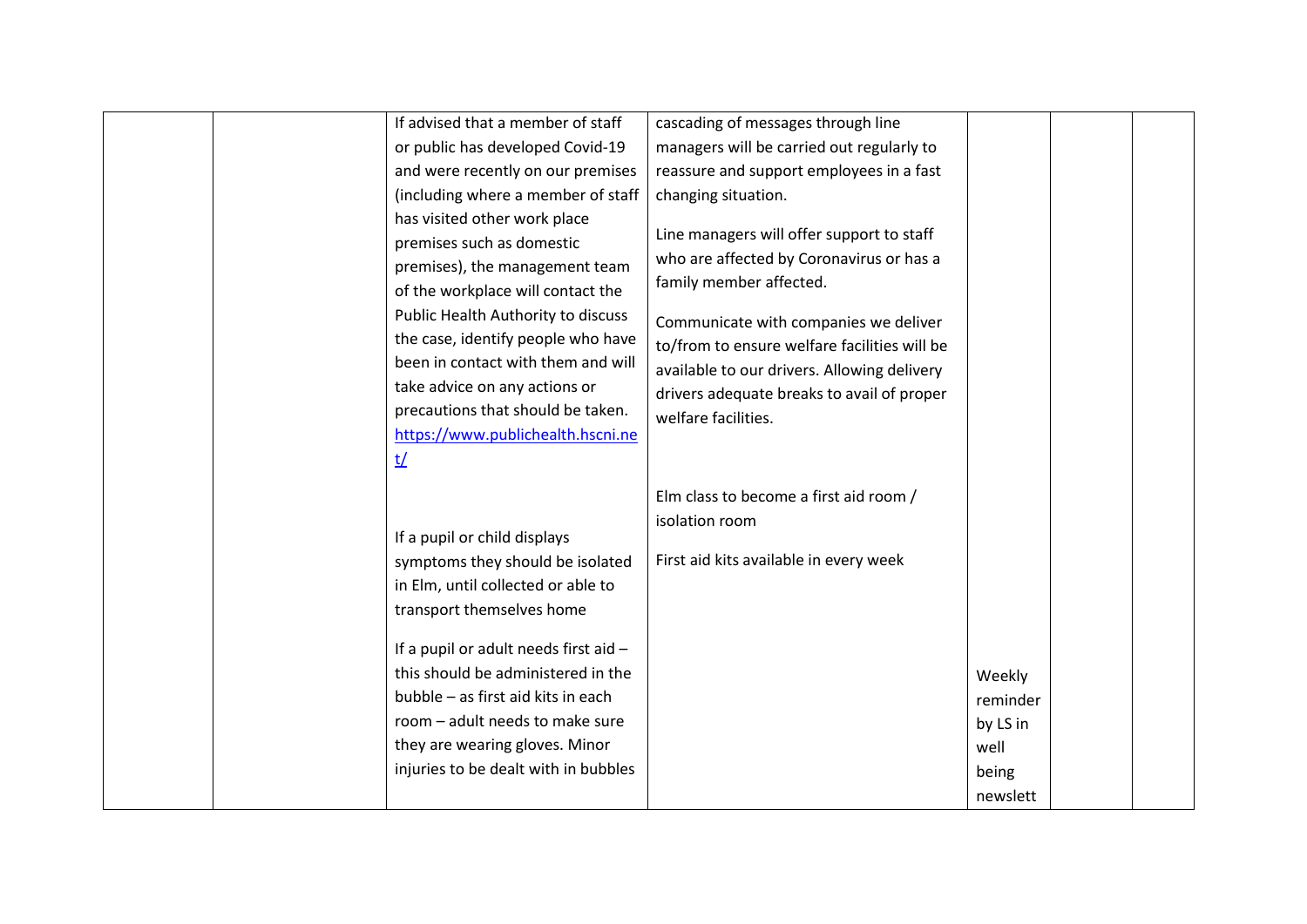| | | | | | | |
|---|---|---|---|---|---|---|
| | | If advised that a member of staff or public has developed Covid-19 and were recently on our premises (including where a member of staff has visited other work place premises such as domestic premises), the management team of the workplace will contact the Public Health Authority to discuss the case, identify people who have been in contact with them and will take advice on any actions or precautions that should be taken. [https://www.publichealth.hscni.net/](https://www.publichealth.hscni.net/)<br><br>If a pupil or child displays symptoms they should be isolated in Elm, until collected or able to transport themselves home<br><br>If a pupil or adult needs first aid – this should be administered in the bubble – as first aid kits in each room – adult needs to make sure they are wearing gloves. Minor injuries to be dealt with in bubbles | cascading of messages through line managers will be carried out regularly to reassure and support employees in a fast changing situation.<br><br>Line managers will offer support to staff who are affected by Coronavirus or has a family member affected.<br><br>Communicate with companies we deliver to/from to ensure welfare facilities will be available to our drivers. Allowing delivery drivers adequate breaks to avail of proper welfare facilities.<br><br>Elm class to become a first aid room / isolation room<br><br>First aid kits available in every week | Weekly reminder by LS in well being newslett | | |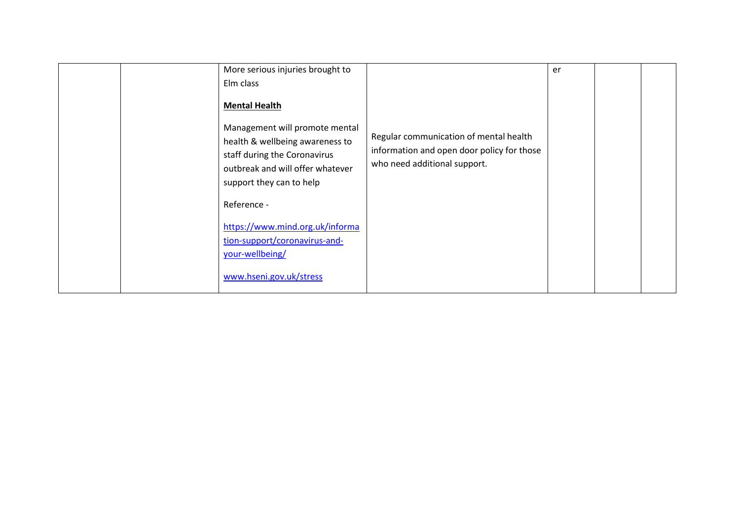| | | | | | | |
|---|---|---|---|---|---|---|
| | | More serious injuries brought to Elm class<br><br>**Mental Health**<br><br>Management will promote mental health & wellbeing awareness to staff during the Coronavirus outbreak and will offer whatever support they can to help<br><br>Reference -<br><br>https://www.mind.org.uk/information-support/coronavirus-and-your-wellbeing/<br><br>www.hseni.gov.uk/stress | Regular communication of mental health information and open door policy for those who need additional support. | er | | |